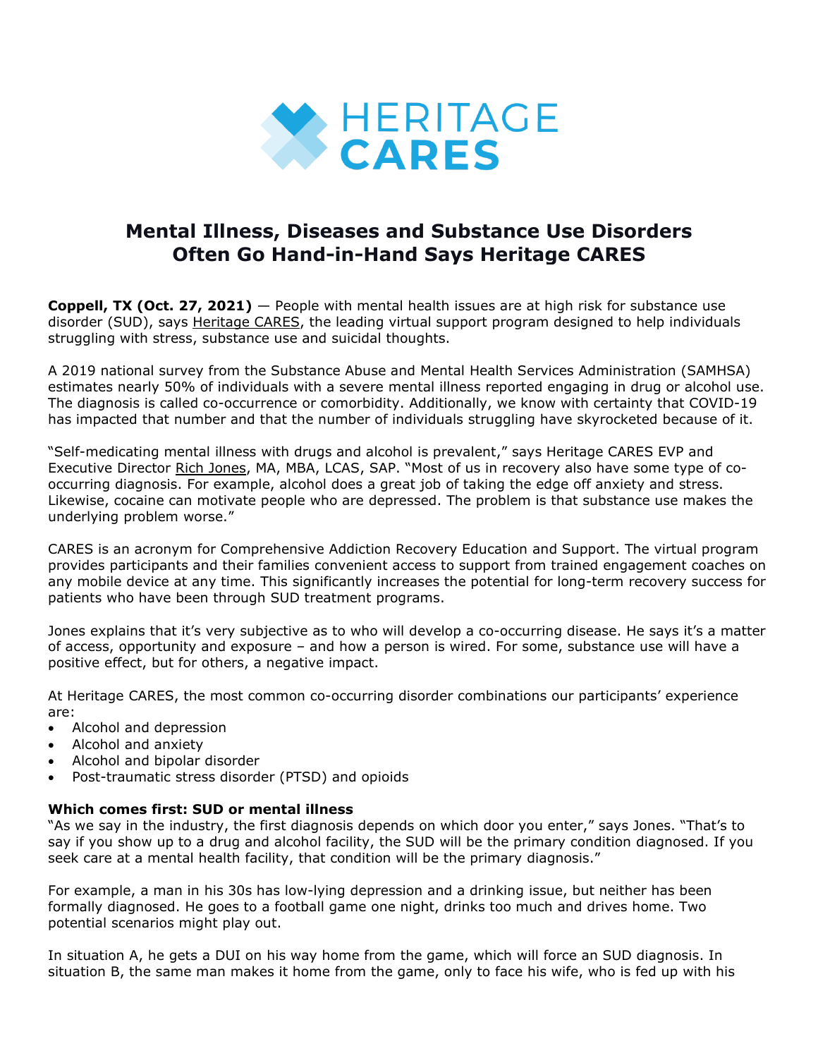HERITAGE CARES

# Mental Illness, Diseases and Substance Use Disorders Often Go Hand-in-Hand Says Heritage CARES

**Coppell, TX (Oct. 27, 2021)** — People with mental health issues are at high risk for substance use disorder (SUD), says Heritage CARES, the leading virtual support program designed to help individuals struggling with stress, substance use and suicidal thoughts.

A 2019 national survey from the Substance Abuse and Mental Health Services Administration (SAMHSA) estimates nearly 50% of individuals with a severe mental illness reported engaging in drug or alcohol use. The diagnosis is called co-occurrence or comorbidity. Additionally, we know with certainty that COVID-19 has impacted that number and that the number of individuals struggling have skyrocketed because of it.

"Self-medicating mental illness with drugs and alcohol is prevalent," says Heritage CARES EVP and Executive Director Rich Jones, MA, MBA, LCAS, SAP. "Most of us in recovery also have some type of co-occurring diagnosis. For example, alcohol does a great job of taking the edge off anxiety and stress. Likewise, cocaine can motivate people who are depressed. The problem is that substance use makes the underlying problem worse."

CARES is an acronym for Comprehensive Addiction Recovery Education and Support. The virtual program provides participants and their families convenient access to support from trained engagement coaches on any mobile device at any time. This significantly increases the potential for long-term recovery success for patients who have been through SUD treatment programs.

Jones explains that it's very subjective as to who will develop a co-occurring disease. He says it's a matter of access, opportunity and exposure – and how a person is wired. For some, substance use will have a positive effect, but for others, a negative impact.

At Heritage CARES, the most common co-occurring disorder combinations our participants' experience are:

- Alcohol and depression
- Alcohol and anxiety
- Alcohol and bipolar disorder
- Post-traumatic stress disorder (PTSD) and opioids

**Which comes first: SUD or mental illness**

"As we say in the industry, the first diagnosis depends on which door you enter," says Jones. "That's to say if you show up to a drug and alcohol facility, the SUD will be the primary condition diagnosed. If you seek care at a mental health facility, that condition will be the primary diagnosis."

For example, a man in his 30s has low-lying depression and a drinking issue, but neither has been formally diagnosed. He goes to a football game one night, drinks too much and drives home. Two potential scenarios might play out.

In situation A, he gets a DUI on his way home from the game, which will force an SUD diagnosis. In situation B, the same man makes it home from the game, only to face his wife, who is fed up with his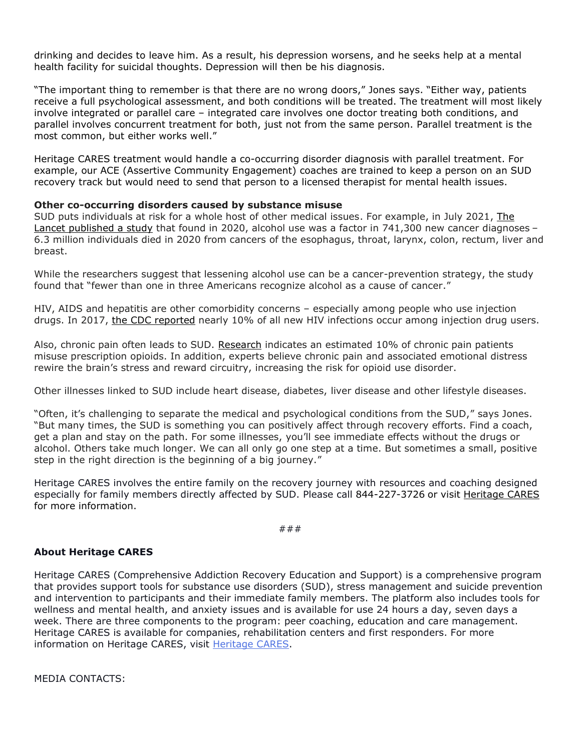drinking and decides to leave him. As a result, his depression worsens, and he seeks help at a mental health facility for suicidal thoughts. Depression will then be his diagnosis.

"The important thing to remember is that there are no wrong doors," Jones says. "Either way, patients receive a full psychological assessment, and both conditions will be treated. The treatment will most likely involve integrated or parallel care – integrated care involves one doctor treating both conditions, and parallel involves concurrent treatment for both, just not from the same person. Parallel treatment is the most common, but either works well."

Heritage CARES treatment would handle a co-occurring disorder diagnosis with parallel treatment. For example, our ACE (Assertive Community Engagement) coaches are trained to keep a person on an SUD recovery track but would need to send that person to a licensed therapist for mental health issues.

**Other co-occurring disorders caused by substance misuse**

SUD puts individuals at risk for a whole host of other medical issues. For example, in July 2021, The Lancet published a study that found in 2020, alcohol use was a factor in 741,300 new cancer diagnoses – 6.3 million individuals died in 2020 from cancers of the esophagus, throat, larynx, colon, rectum, liver and breast.

While the researchers suggest that lessening alcohol use can be a cancer-prevention strategy, the study found that "fewer than one in three Americans recognize alcohol as a cause of cancer."

HIV, AIDS and hepatitis are other comorbidity concerns – especially among people who use injection drugs. In 2017, the CDC reported nearly 10% of all new HIV infections occur among injection drug users.

Also, chronic pain often leads to SUD. Research indicates an estimated 10% of chronic pain patients misuse prescription opioids. In addition, experts believe chronic pain and associated emotional distress rewire the brain's stress and reward circuitry, increasing the risk for opioid use disorder.

Other illnesses linked to SUD include heart disease, diabetes, liver disease and other lifestyle diseases.

"Often, it's challenging to separate the medical and psychological conditions from the SUD," says Jones. "But many times, the SUD is something you can positively affect through recovery efforts. Find a coach, get a plan and stay on the path. For some illnesses, you'll see immediate effects without the drugs or alcohol. Others take much longer. We can all only go one step at a time. But sometimes a small, positive step in the right direction is the beginning of a big journey."

Heritage CARES involves the entire family on the recovery journey with resources and coaching designed especially for family members directly affected by SUD. Please call 844-227-3726 or visit Heritage CARES for more information.

###

**About Heritage CARES**

Heritage CARES (Comprehensive Addiction Recovery Education and Support) is a comprehensive program that provides support tools for substance use disorders (SUD), stress management and suicide prevention and intervention to participants and their immediate family members. The platform also includes tools for wellness and mental health, and anxiety issues and is available for use 24 hours a day, seven days a week. There are three components to the program: peer coaching, education and care management. Heritage CARES is available for companies, rehabilitation centers and first responders. For more information on Heritage CARES, visit Heritage CARES.

MEDIA CONTACTS: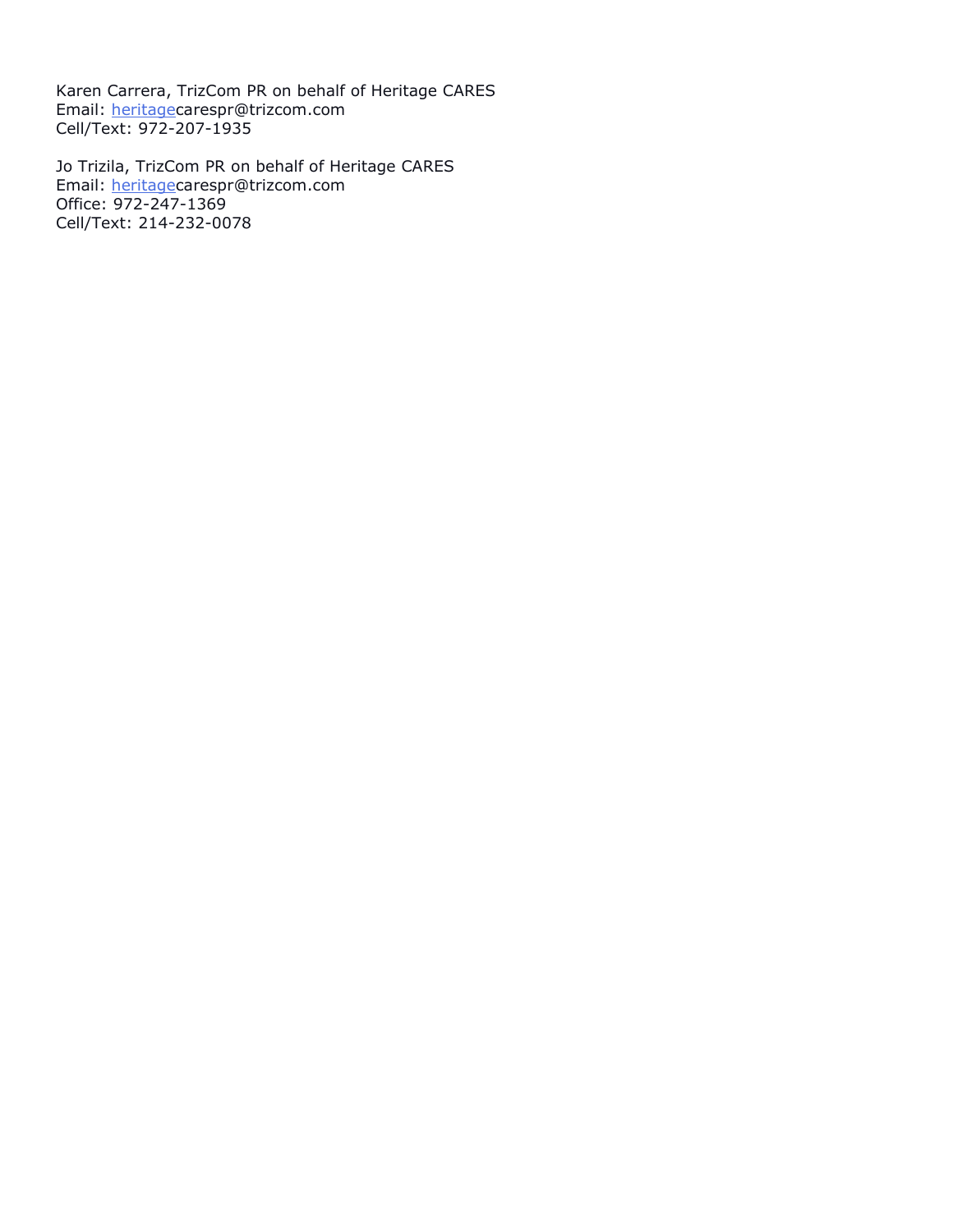Karen Carrera, TrizCom PR on behalf of Heritage CARES
Email: heritagecarespr@trizcom.com
Cell/Text: 972-207-1935

Jo Trizila, TrizCom PR on behalf of Heritage CARES
Email: heritagecarespr@trizcom.com
Office: 972-247-1369
Cell/Text: 214-232-0078